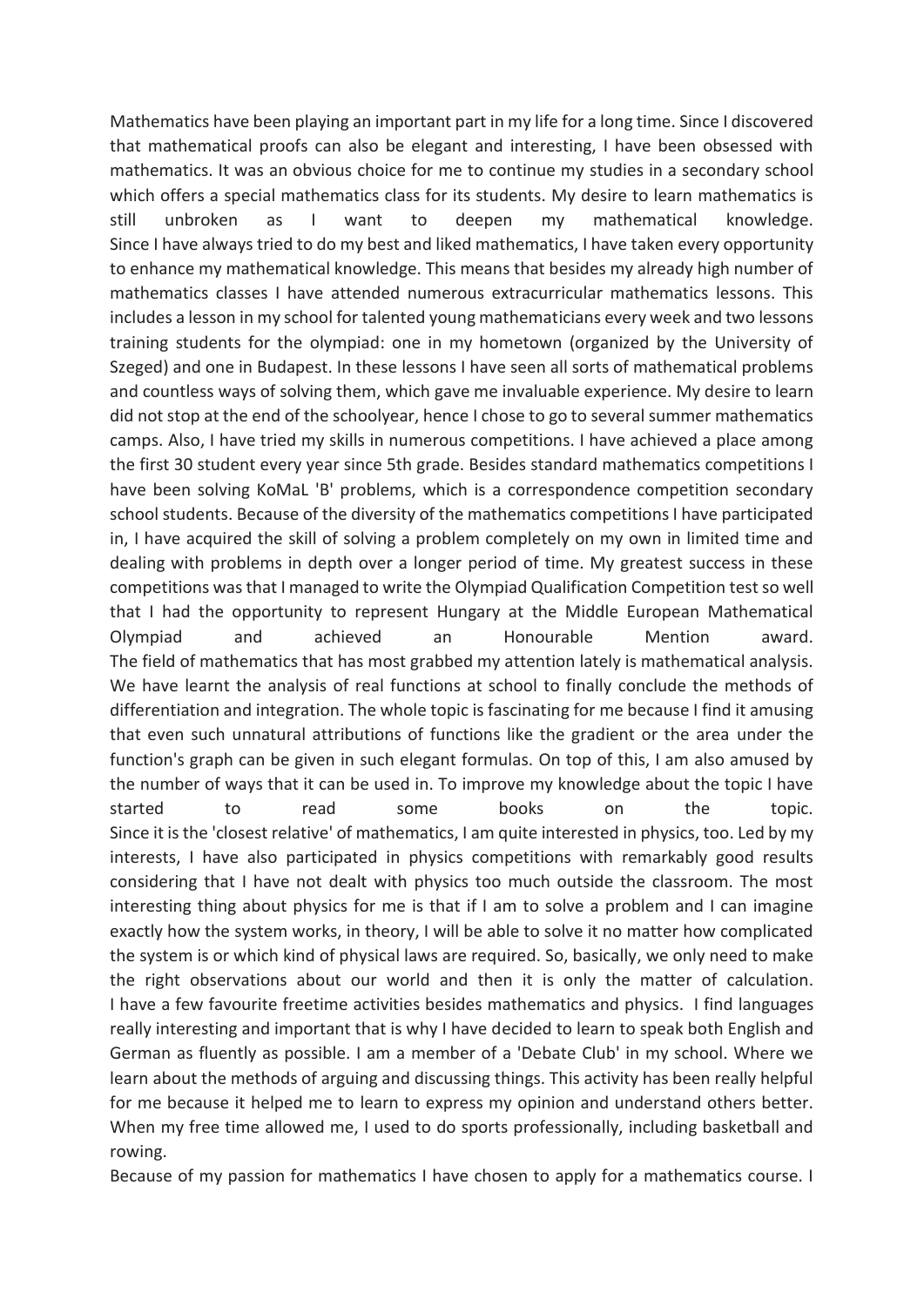Mathematics have been playing an important part in my life for a long time. Since I discovered that mathematical proofs can also be elegant and interesting, I have been obsessed with mathematics. It was an obvious choice for me to continue my studies in a secondary school which offers a special mathematics class for its students. My desire to learn mathematics is still unbroken as I want to deepen my mathematical knowledge.

Since I have always tried to do my best and liked mathematics, I have taken every opportunity to enhance my mathematical knowledge. This means that besides my already high number of mathematics classes I have attended numerous extracurricular mathematics lessons. This includes a lesson in my school for talented young mathematicians every week and two lessons training students for the olympiad: one in my hometown (organized by the University of Szeged) and one in Budapest. In these lessons I have seen all sorts of mathematical problems and countless ways of solving them, which gave me invaluable experience. My desire to learn did not stop at the end of the schoolyear, hence I chose to go to several summer mathematics camps. Also, I have tried my skills in numerous competitions. I have achieved a place among the first 30 student every year since 5th grade. Besides standard mathematics competitions I have been solving KoMaL 'B' problems, which is a correspondence competition secondary school students. Because of the diversity of the mathematics competitions I have participated in, I have acquired the skill of solving a problem completely on my own in limited time and dealing with problems in depth over a longer period of time. My greatest success in these competitions was that I managed to write the Olympiad Qualification Competition test so well that I had the opportunity to represent Hungary at the Middle European Mathematical Olympiad and achieved an Honourable Mention award.

The field of mathematics that has most grabbed my attention lately is mathematical analysis. We have learnt the analysis of real functions at school to finally conclude the methods of differentiation and integration. The whole topic is fascinating for me because I find it amusing that even such unnatural attributions of functions like the gradient or the area under the function's graph can be given in such elegant formulas. On top of this, I am also amused by the number of ways that it can be used in. To improve my knowledge about the topic I have started to read some books on the topic.

Since it is the 'closest relative' of mathematics, I am quite interested in physics, too. Led by my interests, I have also participated in physics competitions with remarkably good results considering that I have not dealt with physics too much outside the classroom. The most interesting thing about physics for me is that if I am to solve a problem and I can imagine exactly how the system works, in theory, I will be able to solve it no matter how complicated the system is or which kind of physical laws are required. So, basically, we only need to make the right observations about our world and then it is only the matter of calculation.

I have a few favourite freetime activities besides mathematics and physics. I find languages really interesting and important that is why I have decided to learn to speak both English and German as fluently as possible. I am a member of a 'Debate Club' in my school. Where we learn about the methods of arguing and discussing things. This activity has been really helpful for me because it helped me to learn to express my opinion and understand others better. When my free time allowed me, I used to do sports professionally, including basketball and rowing.

Because of my passion for mathematics I have chosen to apply for a mathematics course. I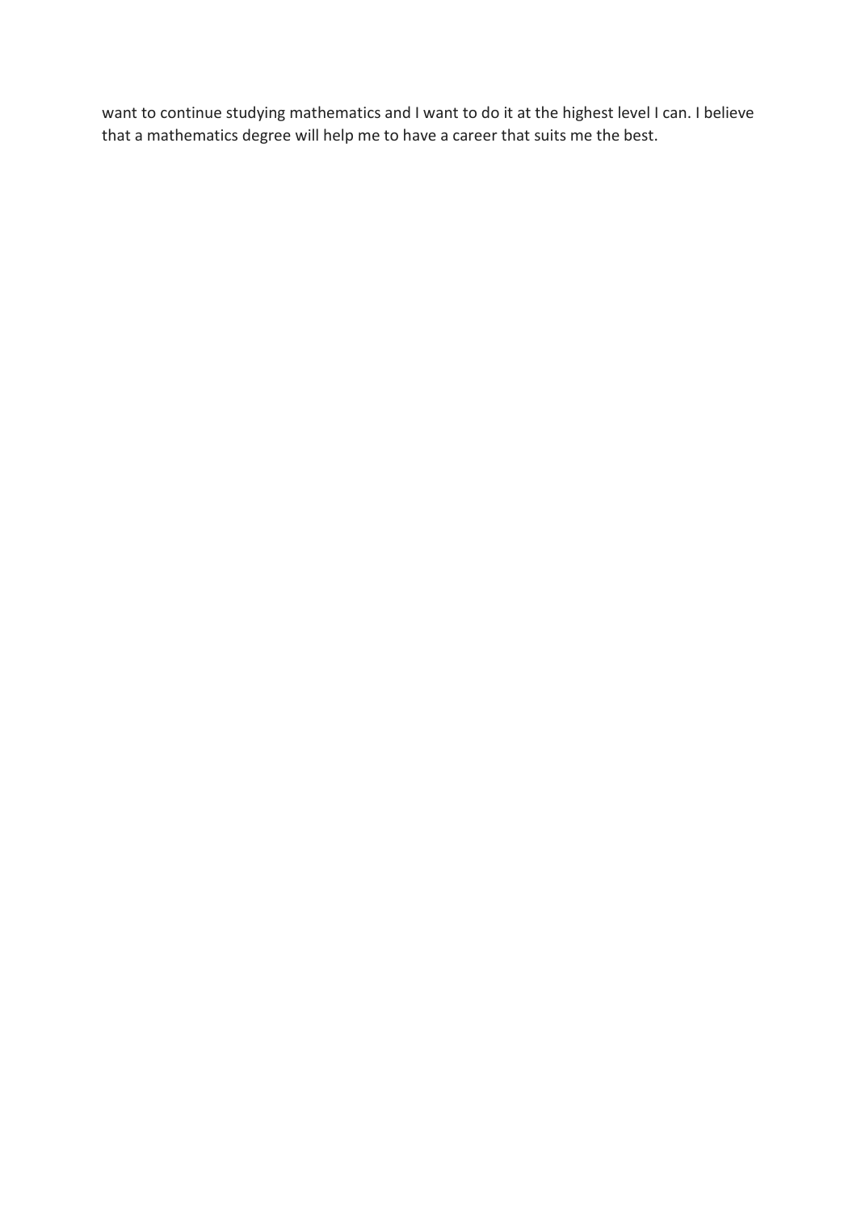want to continue studying mathematics and I want to do it at the highest level I can. I believe that a mathematics degree will help me to have a career that suits me the best.